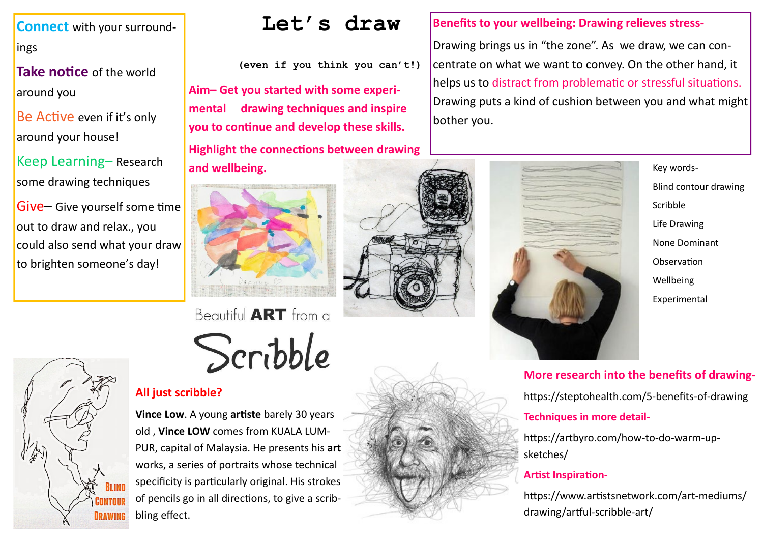# Let's draw

(even if you think you can't!)

**Aim– Get you started with some experimental drawing techniques and inspire you to continue and develop these skills.**

**Highlight the connections between drawing and wellbeing.**

**Connect** with your surroundings

**Take notice** of the world around you

**Be Active** even if it's only around your house!

**Keep Learning**– Research some drawing techniques

**Give**– Give yourself some time out to draw and relax., you could also send what your draw to brighten someone's day!

**Benefits to your wellbeing: Drawing relieves stress-**

Drawing brings us in "the zone". As we draw, we can concentrate on what we want to convey. On the other hand, it helps us to distract from problematic or stressful situations. Drawing puts a kind of cushion between you and what might bother you.

Key words-

- Blind contour drawing
- Scribble
- Life Drawing
- None Dominant
- Observation
- Wellbeing
- Experimental

Beautiful **ART** from a Scribble

Blind Contour Drawing

## All just scribble?

**Vince Low**. A young **artiste** barely 30 years old , **Vince LOW** comes from KUALA LUMPUR, capital of Malaysia. He presents his **art** works, a series of portraits whose technical specificity is particularly original. His strokes of pencils go in all directions, to give a scribbling effect.

**More research into the benefits of drawing-**

https://steptohealth.com/5-benefits-of-drawing

**Techniques in more detail-**

https://artbyro.com/how-to-do-warm-up-sketches/

**Artist Inspiration-**

https://www.artistsnetwork.com/art-mediums/drawing/artful-scribble-art/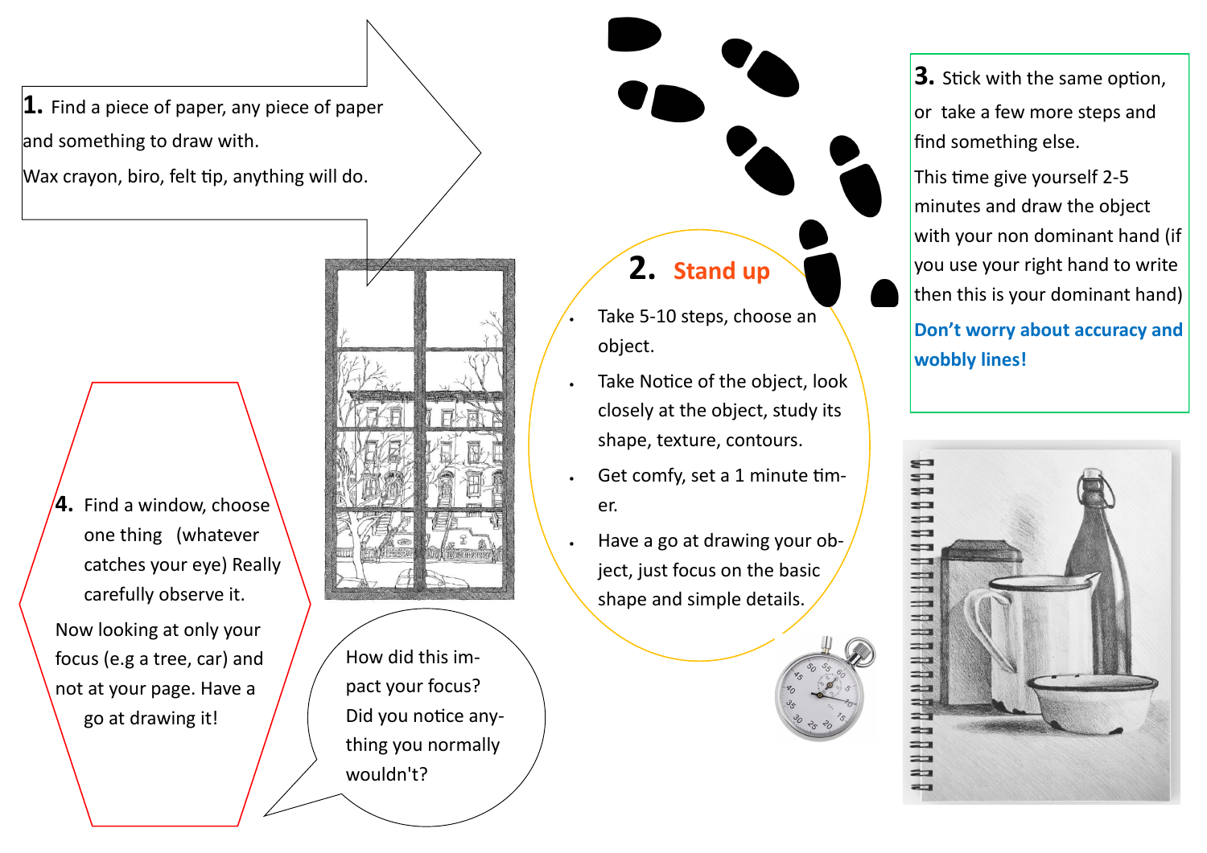**1.** Find a piece of paper, any piece of paper and something to draw with.

Wax crayon, biro, felt tip, anything will do.

## 2. Stand up

- Take 5-10 steps, choose an object.
- Take Notice of the object, look closely at the object, study its shape, texture, contours.
- Get comfy, set a 1 minute timer.
- Have a go at drawing your object, just focus on the basic shape and simple details.

**3.** Stick with the same option, or take a few more steps and find something else.

This time give yourself 2-5 minutes and draw the object with your non dominant hand (if you use your right hand to write then this is your dominant hand)

**Don't worry about accuracy and wobbly lines!**

**4.** Find a window, choose one thing (whatever catches your eye) Really carefully observe it.

Now looking at only your focus (e.g a tree, car) and not at your page. Have a go at drawing it!

How did this impact your focus? Did you notice anything you normally wouldn't?